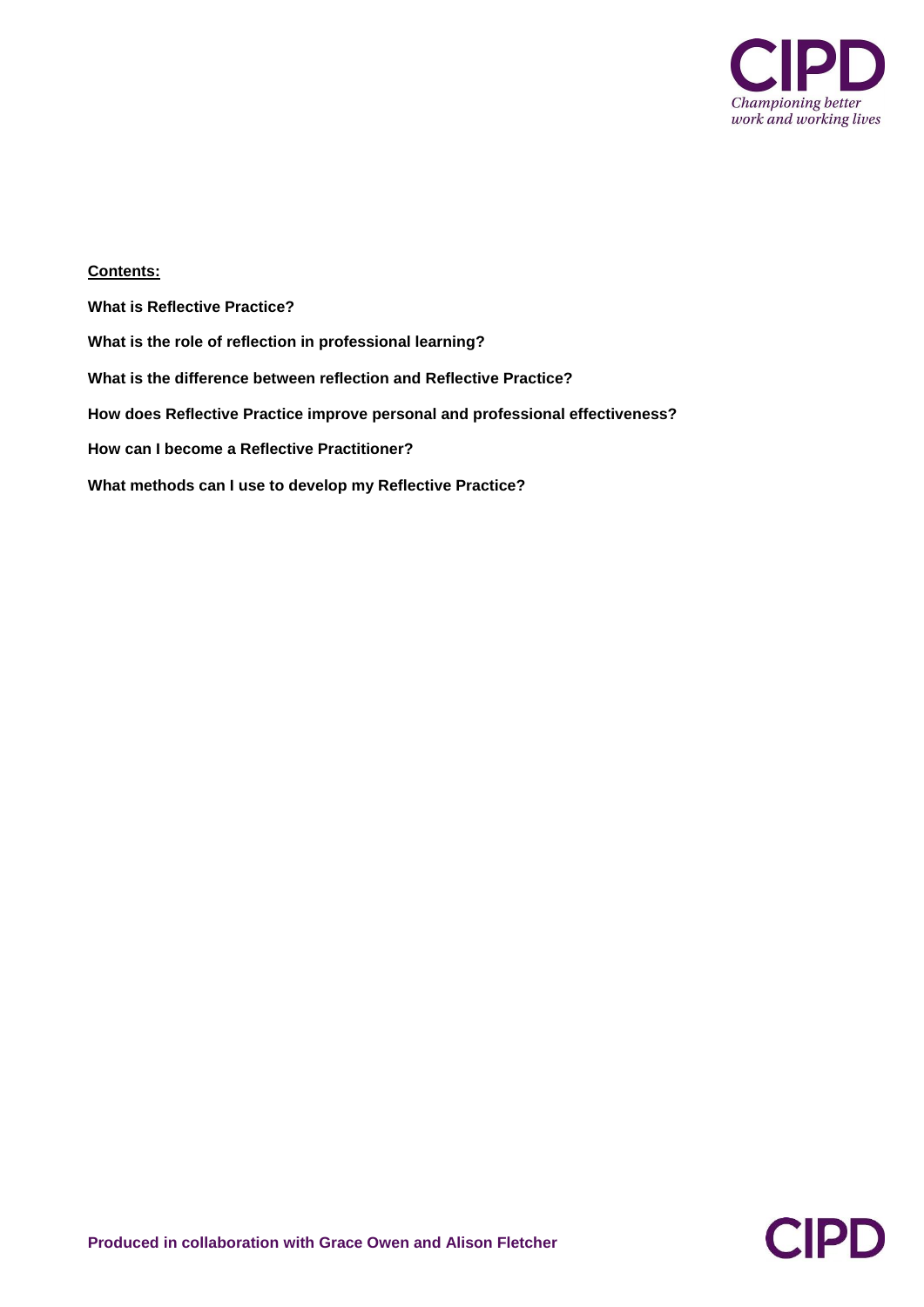**Contents:**

**What is Reflective Practice?**

**What is the role of reflection in professional learning?**

**What is the difference between reflection and Reflective Practice?**

**How does Reflective Practice improve personal and professional effectiveness?**

**How can I become a Reflective Practitioner?**

**What methods can I use to develop my Reflective Practice?**

**Produced in collaboration with Grace Owen and Alison Fletcher**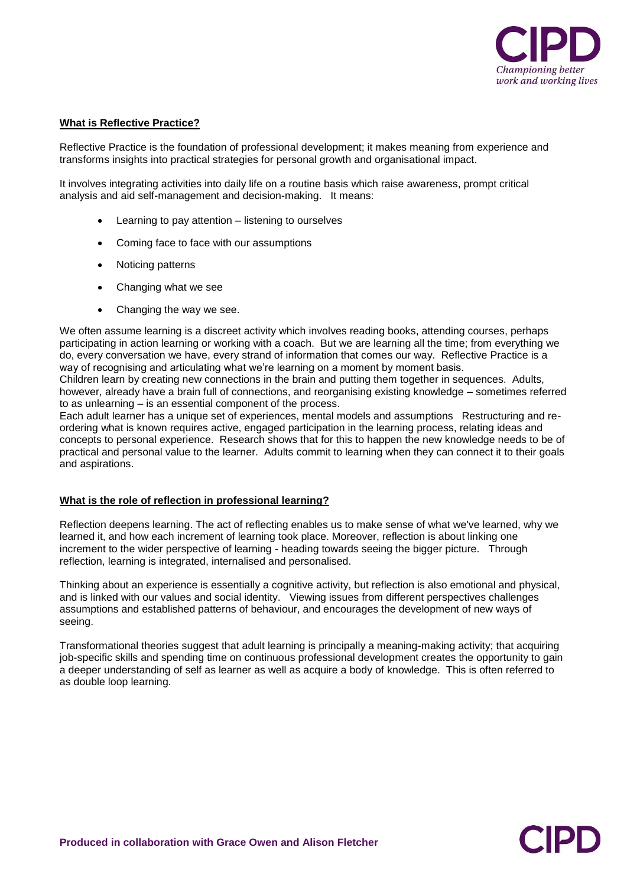## What is Reflective Practice?

Reflective Practice is the foundation of professional development; it makes meaning from experience and transforms insights into practical strategies for personal growth and organisational impact.

It involves integrating activities into daily life on a routine basis which raise awareness, prompt critical analysis and aid self-management and decision-making. It means:

- Learning to pay attention – listening to ourselves
- Coming face to face with our assumptions
- Noticing patterns
- Changing what we see
- Changing the way we see.

We often assume learning is a discreet activity which involves reading books, attending courses, perhaps participating in action learning or working with a coach. But we are learning all the time; from everything we do, every conversation we have, every strand of information that comes our way. Reflective Practice is a way of recognising and articulating what we're learning on a moment by moment basis.

Children learn by creating new connections in the brain and putting them together in sequences. Adults, however, already have a brain full of connections, and reorganising existing knowledge – sometimes referred to as unlearning – is an essential component of the process.

Each adult learner has a unique set of experiences, mental models and assumptions Restructuring and re-ordering what is known requires active, engaged participation in the learning process, relating ideas and concepts to personal experience. Research shows that for this to happen the new knowledge needs to be of practical and personal value to the learner. Adults commit to learning when they can connect it to their goals and aspirations.

## What is the role of reflection in professional learning?

Reflection deepens learning. The act of reflecting enables us to make sense of what we've learned, why we learned it, and how each increment of learning took place. Moreover, reflection is about linking one increment to the wider perspective of learning - heading towards seeing the bigger picture. Through reflection, learning is integrated, internalised and personalised.

Thinking about an experience is essentially a cognitive activity, but reflection is also emotional and physical, and is linked with our values and social identity. Viewing issues from different perspectives challenges assumptions and established patterns of behaviour, and encourages the development of new ways of seeing.

Transformational theories suggest that adult learning is principally a meaning-making activity; that acquiring job-specific skills and spending time on continuous professional development creates the opportunity to gain a deeper understanding of self as learner as well as acquire a body of knowledge. This is often referred to as double loop learning.

**Produced in collaboration with Grace Owen and Alison Fletcher**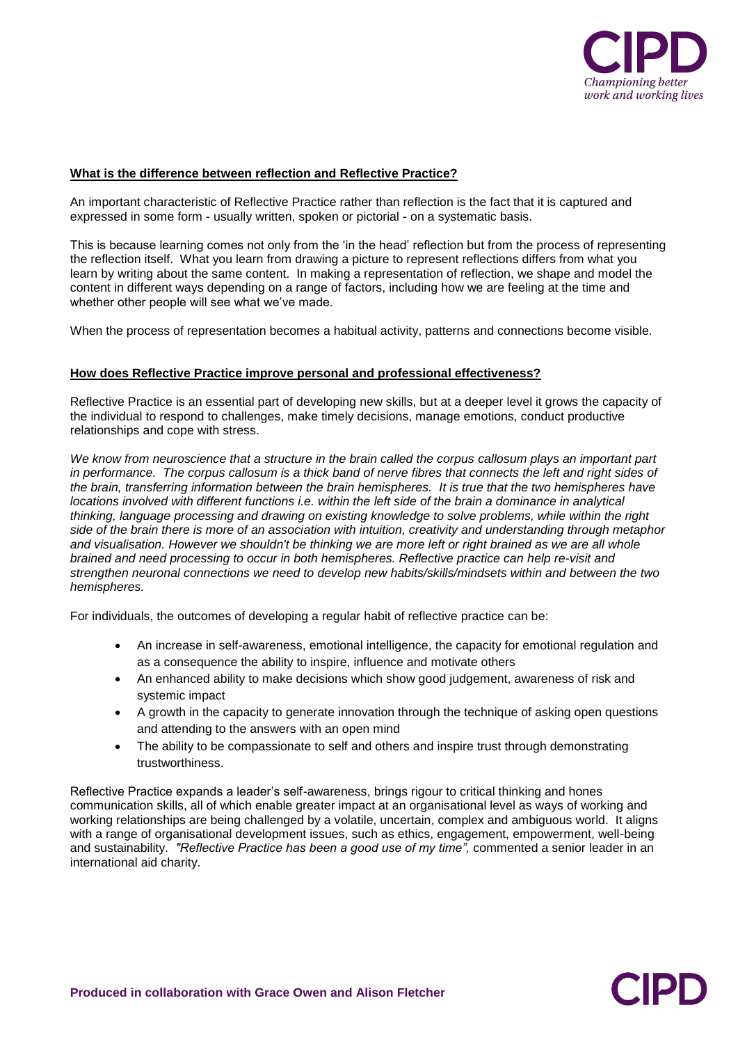**What is the difference between reflection and Reflective Practice?**

An important characteristic of Reflective Practice rather than reflection is the fact that it is captured and expressed in some form - usually written, spoken or pictorial - on a systematic basis.

This is because learning comes not only from the 'in the head' reflection but from the process of representing the reflection itself. What you learn from drawing a picture to represent reflections differs from what you learn by writing about the same content. In making a representation of reflection, we shape and model the content in different ways depending on a range of factors, including how we are feeling at the time and whether other people will see what we've made.

When the process of representation becomes a habitual activity, patterns and connections become visible.

**How does Reflective Practice improve personal and professional effectiveness?**

Reflective Practice is an essential part of developing new skills, but at a deeper level it grows the capacity of the individual to respond to challenges, make timely decisions, manage emotions, conduct productive relationships and cope with stress.

*We know from neuroscience that a structure in the brain called the corpus callosum plays an important part in performance. The corpus callosum is a thick band of nerve fibres that connects the left and right sides of the brain, transferring information between the brain hemispheres. It is true that the two hemispheres have locations involved with different functions i.e. within the left side of the brain a dominance in analytical thinking, language processing and drawing on existing knowledge to solve problems, while within the right side of the brain there is more of an association with intuition, creativity and understanding through metaphor and visualisation. However we shouldn't be thinking we are more left or right brained as we are all whole brained and need processing to occur in both hemispheres. Reflective practice can help re-visit and strengthen neuronal connections we need to develop new habits/skills/mindsets within and between the two hemispheres.*

For individuals, the outcomes of developing a regular habit of reflective practice can be:

- An increase in self-awareness, emotional intelligence, the capacity for emotional regulation and as a consequence the ability to inspire, influence and motivate others
- An enhanced ability to make decisions which show good judgement, awareness of risk and systemic impact
- A growth in the capacity to generate innovation through the technique of asking open questions and attending to the answers with an open mind
- The ability to be compassionate to self and others and inspire trust through demonstrating trustworthiness.

Reflective Practice expands a leader's self-awareness, brings rigour to critical thinking and hones communication skills, all of which enable greater impact at an organisational level as ways of working and working relationships are being challenged by a volatile, uncertain, complex and ambiguous world. It aligns with a range of organisational development issues, such as ethics, engagement, empowerment, well-being and sustainability. *"Reflective Practice has been a good use of my time",* commented a senior leader in an international aid charity.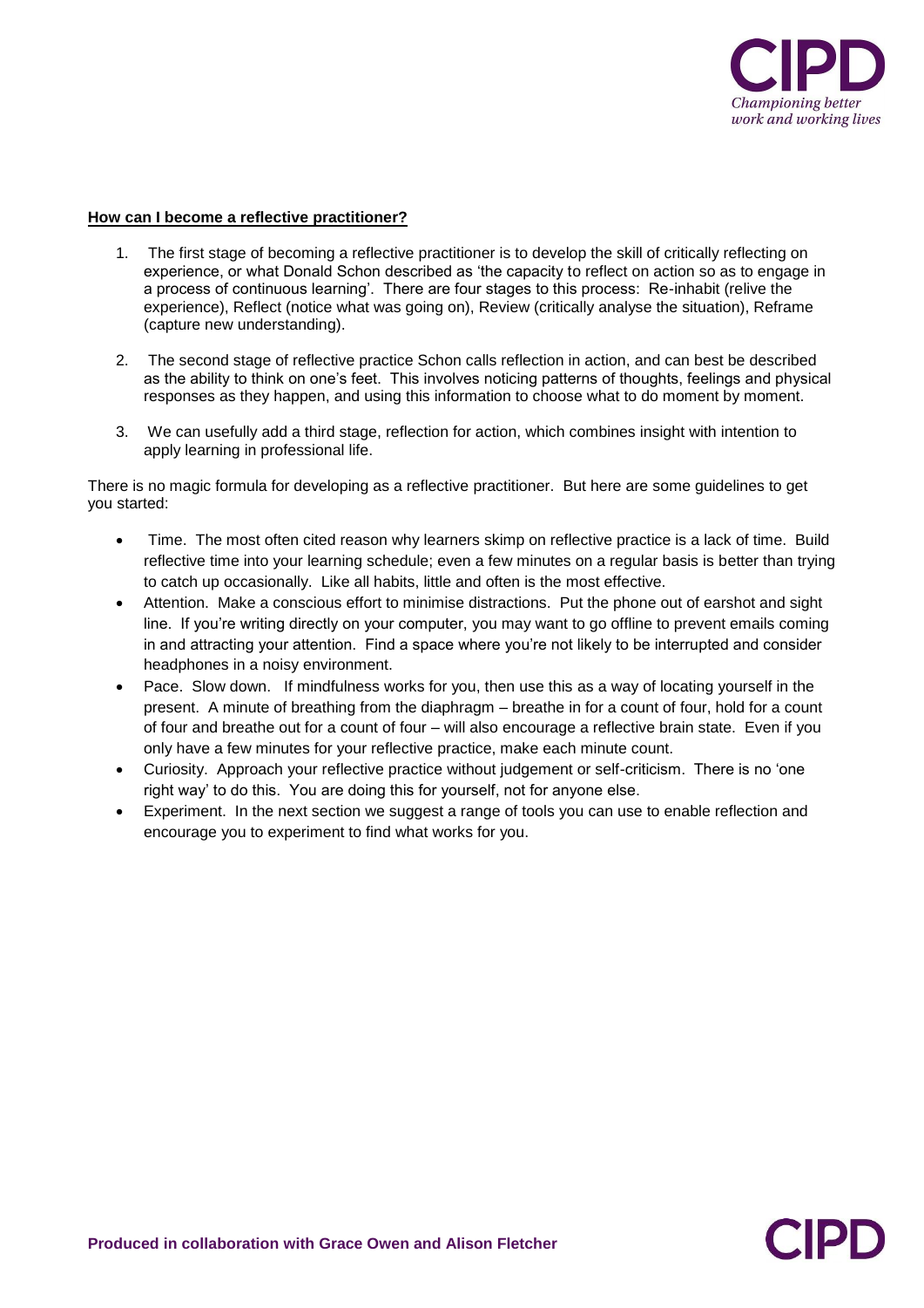**How can I become a reflective practitioner?**

1. The first stage of becoming a reflective practitioner is to develop the skill of critically reflecting on experience, or what Donald Schon described as 'the capacity to reflect on action so as to engage in a process of continuous learning'. There are four stages to this process: Re-inhabit (relive the experience), Reflect (notice what was going on), Review (critically analyse the situation), Reframe (capture new understanding).

2. The second stage of reflective practice Schon calls reflection in action, and can best be described as the ability to think on one's feet. This involves noticing patterns of thoughts, feelings and physical responses as they happen, and using this information to choose what to do moment by moment.

3. We can usefully add a third stage, reflection for action, which combines insight with intention to apply learning in professional life.

There is no magic formula for developing as a reflective practitioner. But here are some guidelines to get you started:

- Time. The most often cited reason why learners skimp on reflective practice is a lack of time. Build reflective time into your learning schedule; even a few minutes on a regular basis is better than trying to catch up occasionally. Like all habits, little and often is the most effective.
- Attention. Make a conscious effort to minimise distractions. Put the phone out of earshot and sight line. If you're writing directly on your computer, you may want to go offline to prevent emails coming in and attracting your attention. Find a space where you're not likely to be interrupted and consider headphones in a noisy environment.
- Pace. Slow down. If mindfulness works for you, then use this as a way of locating yourself in the present. A minute of breathing from the diaphragm – breathe in for a count of four, hold for a count of four and breathe out for a count of four – will also encourage a reflective brain state. Even if you only have a few minutes for your reflective practice, make each minute count.
- Curiosity. Approach your reflective practice without judgement or self-criticism. There is no 'one right way' to do this. You are doing this for yourself, not for anyone else.
- Experiment. In the next section we suggest a range of tools you can use to enable reflection and encourage you to experiment to find what works for you.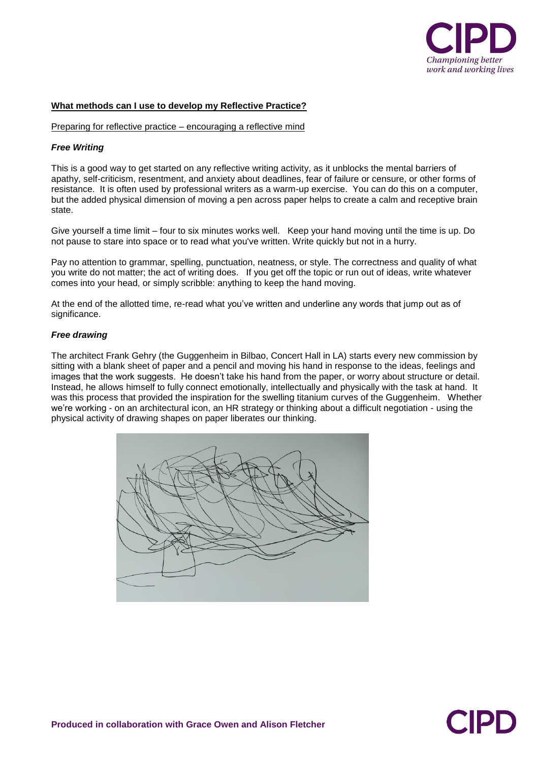## What methods can I use to develop my Reflective Practice?

### Preparing for reflective practice – encouraging a reflective mind

#### *Free Writing*

This is a good way to get started on any reflective writing activity, as it unblocks the mental barriers of apathy, self-criticism, resentment, and anxiety about deadlines, fear of failure or censure, or other forms of resistance. It is often used by professional writers as a warm-up exercise. You can do this on a computer, but the added physical dimension of moving a pen across paper helps to create a calm and receptive brain state.

Give yourself a time limit – four to six minutes works well. Keep your hand moving until the time is up. Do not pause to stare into space or to read what you've written. Write quickly but not in a hurry.

Pay no attention to grammar, spelling, punctuation, neatness, or style. The correctness and quality of what you write do not matter; the act of writing does. If you get off the topic or run out of ideas, write whatever comes into your head, or simply scribble: anything to keep the hand moving.

At the end of the allotted time, re-read what you've written and underline any words that jump out as of significance.

#### *Free drawing*

The architect Frank Gehry (the Guggenheim in Bilbao, Concert Hall in LA) starts every new commission by sitting with a blank sheet of paper and a pencil and moving his hand in response to the ideas, feelings and images that the work suggests. He doesn't take his hand from the paper, or worry about structure or detail. Instead, he allows himself to fully connect emotionally, intellectually and physically with the task at hand. It was this process that provided the inspiration for the swelling titanium curves of the Guggenheim. Whether we're working - on an architectural icon, an HR strategy or thinking about a difficult negotiation - using the physical activity of drawing shapes on paper liberates our thinking.

**Produced in collaboration with Grace Owen and Alison Fletcher**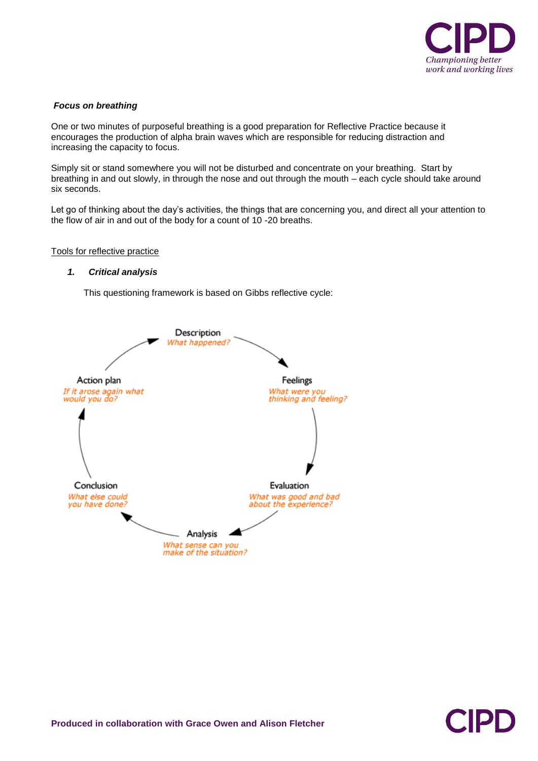***Focus on breathing***

One or two minutes of purposeful breathing is a good preparation for Reflective Practice because it encourages the production of alpha brain waves which are responsible for reducing distraction and increasing the capacity to focus.

Simply sit or stand somewhere you will not be disturbed and concentrate on your breathing. Start by breathing in and out slowly, in through the nose and out through the mouth – each cycle should take around six seconds.

Let go of thinking about the day's activities, the things that are concerning you, and direct all your attention to the flow of air in and out of the body for a count of 10 -20 breaths.

Tools for reflective practice

1. ***Critical analysis***

This questioning framework is based on Gibbs reflective cycle:

Description
*What happened?*

Feelings
*What were you thinking and feeling?*

Evaluation
*What was good and bad about the experience?*

Analysis
*What sense can you make of the situation?*

Conclusion
*What else could you have done?*

Action plan
*If it arose again what would you do?*

**Produced in collaboration with Grace Owen and Alison Fletcher**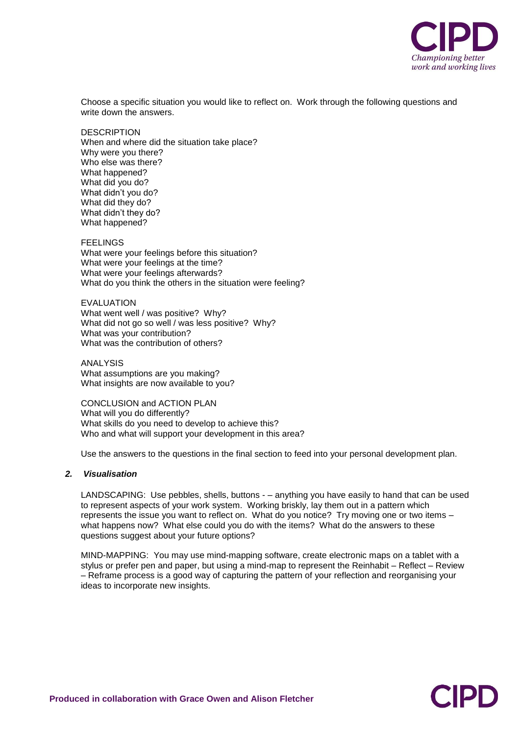Choose a specific situation you would like to reflect on. Work through the following questions and write down the answers.

DESCRIPTION
When and where did the situation take place?
Why were you there?
Who else was there?
What happened?
What did you do?
What didn't you do?
What did they do?
What didn't they do?
What happened?

FEELINGS
What were your feelings before this situation?
What were your feelings at the time?
What were your feelings afterwards?
What do you think the others in the situation were feeling?

EVALUATION
What went well / was positive? Why?
What did not go so well / was less positive? Why?
What was your contribution?
What was the contribution of others?

ANALYSIS
What assumptions are you making?
What insights are now available to you?

CONCLUSION and ACTION PLAN
What will you do differently?
What skills do you need to develop to achieve this?
Who and what will support your development in this area?

Use the answers to the questions in the final section to feed into your personal development plan.

### *2. Visualisation*

LANDSCAPING: Use pebbles, shells, buttons - – anything you have easily to hand that can be used to represent aspects of your work system. Working briskly, lay them out in a pattern which represents the issue you want to reflect on. What do you notice? Try moving one or two items – what happens now? What else could you do with the items? What do the answers to these questions suggest about your future options?

MIND-MAPPING: You may use mind-mapping software, create electronic maps on a tablet with a stylus or prefer pen and paper, but using a mind-map to represent the Reinhabit – Reflect – Review – Reframe process is a good way of capturing the pattern of your reflection and reorganising your ideas to incorporate new insights.

**Produced in collaboration with Grace Owen and Alison Fletcher**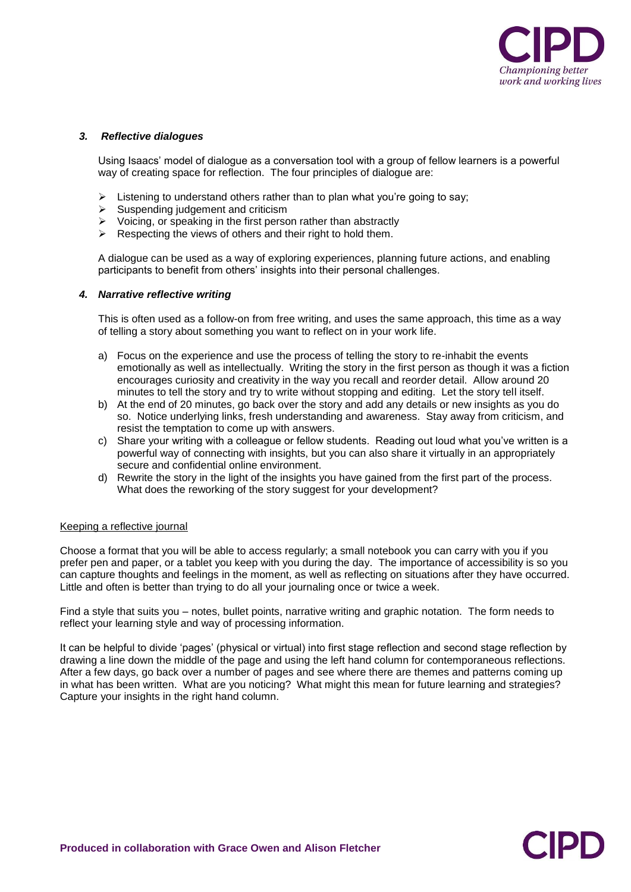### *3. Reflective dialogues*

Using Isaacs' model of dialogue as a conversation tool with a group of fellow learners is a powerful way of creating space for reflection. The four principles of dialogue are:

- Listening to understand others rather than to plan what you're going to say;
- Suspending judgement and criticism
- Voicing, or speaking in the first person rather than abstractly
- Respecting the views of others and their right to hold them.

A dialogue can be used as a way of exploring experiences, planning future actions, and enabling participants to benefit from others' insights into their personal challenges.

### *4. Narrative reflective writing*

This is often used as a follow-on from free writing, and uses the same approach, this time as a way of telling a story about something you want to reflect on in your work life.

a) Focus on the experience and use the process of telling the story to re-inhabit the events emotionally as well as intellectually. Writing the story in the first person as though it was a fiction encourages curiosity and creativity in the way you recall and reorder detail. Allow around 20 minutes to tell the story and try to write without stopping and editing. Let the story tell itself.
b) At the end of 20 minutes, go back over the story and add any details or new insights as you do so. Notice underlying links, fresh understanding and awareness. Stay away from criticism, and resist the temptation to come up with answers.
c) Share your writing with a colleague or fellow students. Reading out loud what you've written is a powerful way of connecting with insights, but you can also share it virtually in an appropriately secure and confidential online environment.
d) Rewrite the story in the light of the insights you have gained from the first part of the process. What does the reworking of the story suggest for your development?

<u>Keeping a reflective journal</u>

Choose a format that you will be able to access regularly; a small notebook you can carry with you if you prefer pen and paper, or a tablet you keep with you during the day. The importance of accessibility is so you can capture thoughts and feelings in the moment, as well as reflecting on situations after they have occurred. Little and often is better than trying to do all your journaling once or twice a week.

Find a style that suits you – notes, bullet points, narrative writing and graphic notation. The form needs to reflect your learning style and way of processing information.

It can be helpful to divide 'pages' (physical or virtual) into first stage reflection and second stage reflection by drawing a line down the middle of the page and using the left hand column for contemporaneous reflections. After a few days, go back over a number of pages and see where there are themes and patterns coming up in what has been written. What are you noticing? What might this mean for future learning and strategies? Capture your insights in the right hand column.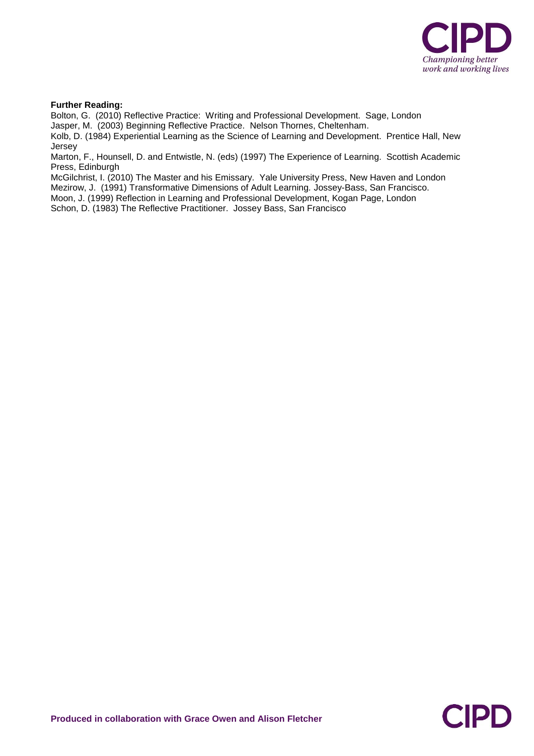**Further Reading:**

Bolton, G. (2010) Reflective Practice: Writing and Professional Development. Sage, London
Jasper, M. (2003) Beginning Reflective Practice. Nelson Thornes, Cheltenham.
Kolb, D. (1984) Experiential Learning as the Science of Learning and Development. Prentice Hall, New Jersey
Marton, F., Hounsell, D. and Entwistle, N. (eds) (1997) The Experience of Learning. Scottish Academic Press, Edinburgh
McGilchrist, I. (2010) The Master and his Emissary. Yale University Press, New Haven and London
Mezirow, J. (1991) Transformative Dimensions of Adult Learning. Jossey-Bass, San Francisco.
Moon, J. (1999) Reflection in Learning and Professional Development, Kogan Page, London
Schon, D. (1983) The Reflective Practitioner. Jossey Bass, San Francisco

**Produced in collaboration with Grace Owen and Alison Fletcher**